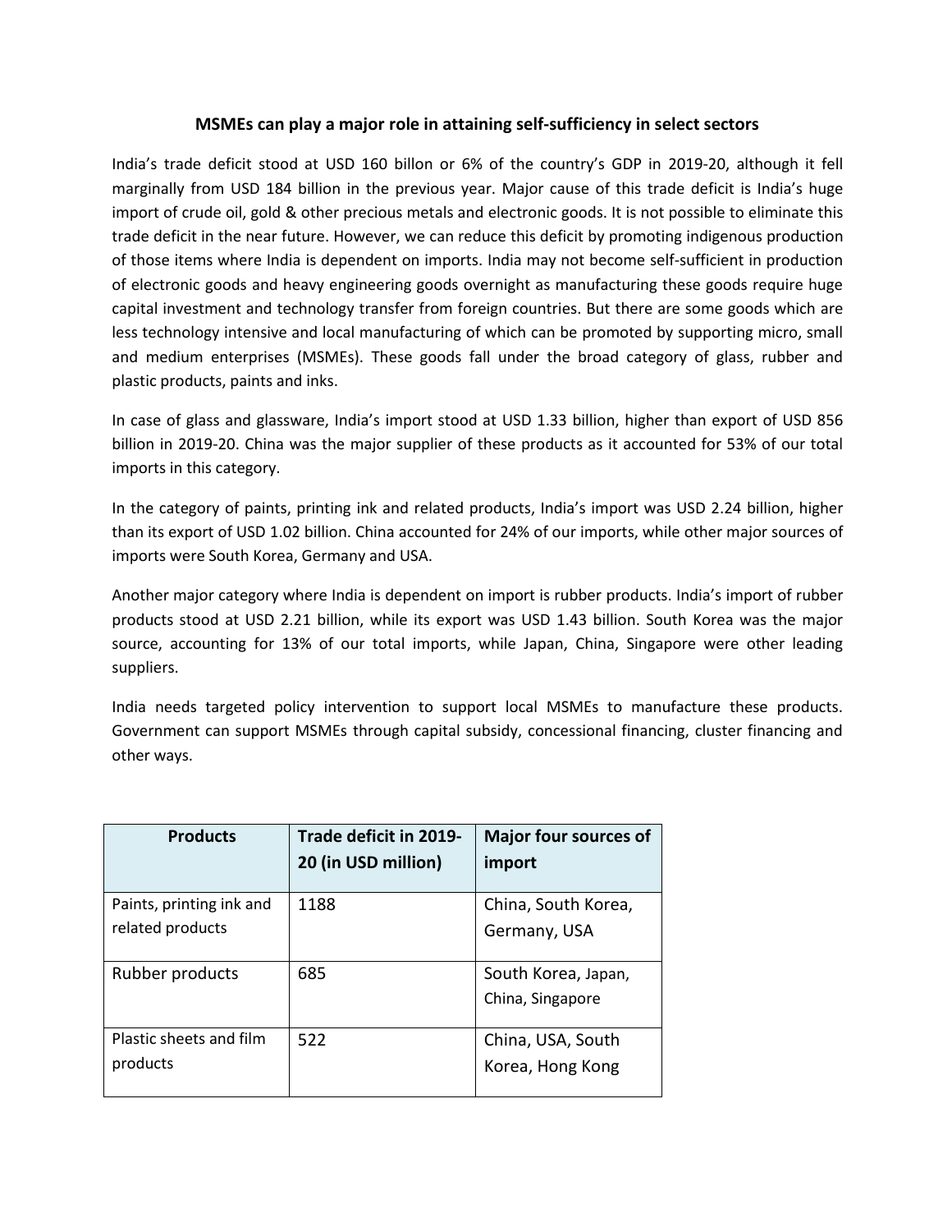# MSMEs can play a major role in attaining self-sufficiency in select sectors

India's trade deficit stood at USD 160 billon or 6% of the country's GDP in 2019-20, although it fell marginally from USD 184 billion in the previous year. Major cause of this trade deficit is India's huge import of crude oil, gold & other precious metals and electronic goods. It is not possible to eliminate this trade deficit in the near future. However, we can reduce this deficit by promoting indigenous production of those items where India is dependent on imports. India may not become self-sufficient in production of electronic goods and heavy engineering goods overnight as manufacturing these goods require huge capital investment and technology transfer from foreign countries. But there are some goods which are less technology intensive and local manufacturing of which can be promoted by supporting micro, small and medium enterprises (MSMEs). These goods fall under the broad category of glass, rubber and plastic products, paints and inks.

In case of glass and glassware, India's import stood at USD 1.33 billion, higher than export of USD 856 billion in 2019-20. China was the major supplier of these products as it accounted for 53% of our total imports in this category.

In the category of paints, printing ink and related products, India's import was USD 2.24 billion, higher than its export of USD 1.02 billion. China accounted for 24% of our imports, while other major sources of imports were South Korea, Germany and USA.

Another major category where India is dependent on import is rubber products. India's import of rubber products stood at USD 2.21 billion, while its export was USD 1.43 billion. South Korea was the major source, accounting for 13% of our total imports, while Japan, China, Singapore were other leading suppliers.

India needs targeted policy intervention to support local MSMEs to manufacture these products. Government can support MSMEs through capital subsidy, concessional financing, cluster financing and other ways.

| Products | Trade deficit in 2019-20 (in USD million) | Major four sources of import |
|---|---|---|
| Paints, printing ink and related products | 1188 | China, South Korea, Germany, USA |
| Rubber products | 685 | South Korea, Japan, China, Singapore |
| Plastic sheets and film products | 522 | China, USA, South Korea, Hong Kong |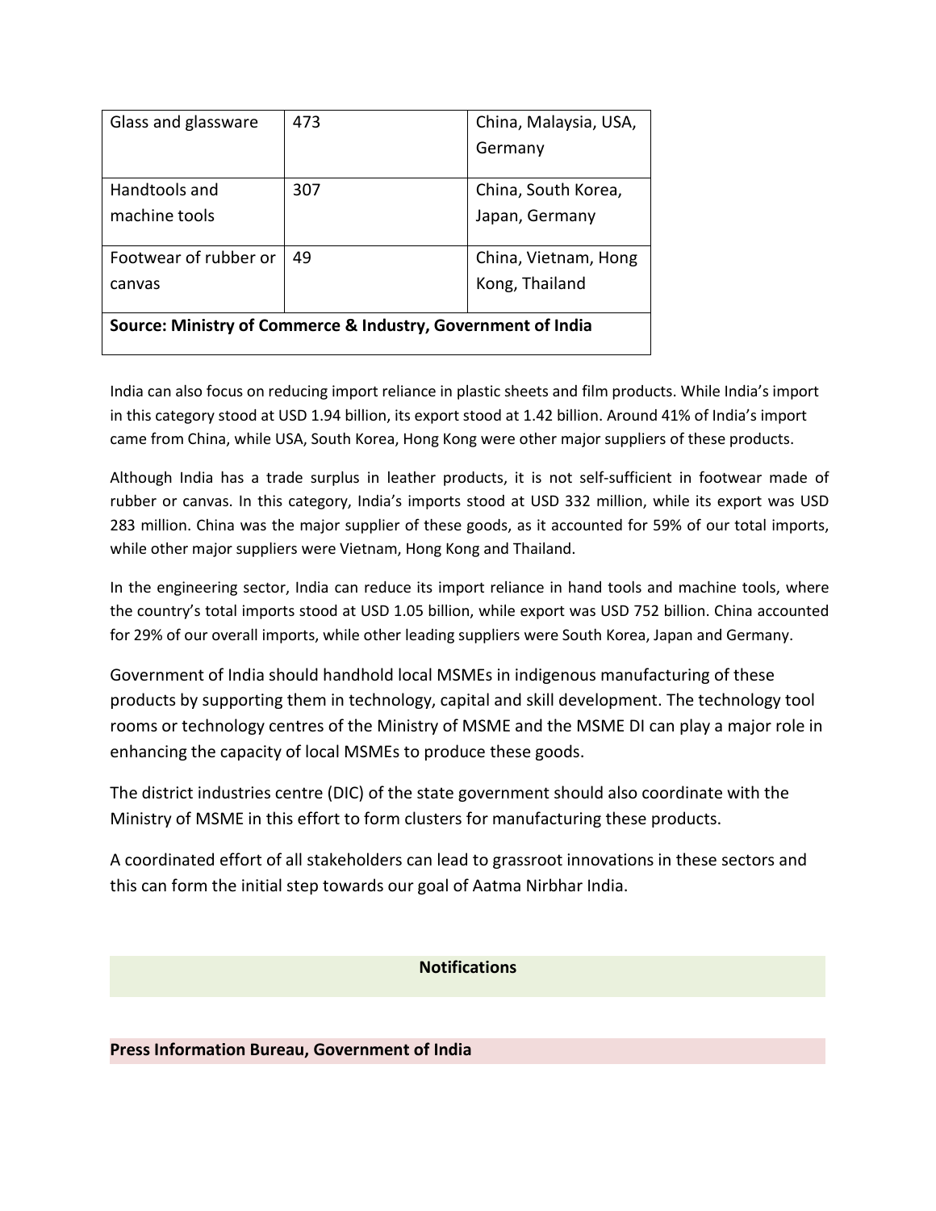| Glass and glassware | 473 | China, Malaysia, USA, Germany |
|---|---|---|
| Handtools and machine tools | 307 | China, South Korea, Japan, Germany |
| Footwear of rubber or canvas | 49 | China, Vietnam, Hong Kong, Thailand |
| **Source: Ministry of Commerce & Industry, Government of India** | | |

India can also focus on reducing import reliance in plastic sheets and film products. While India's import in this category stood at USD 1.94 billion, its export stood at 1.42 billion. Around 41% of India's import came from China, while USA, South Korea, Hong Kong were other major suppliers of these products.

Although India has a trade surplus in leather products, it is not self-sufficient in footwear made of rubber or canvas. In this category, India's imports stood at USD 332 million, while its export was USD 283 million. China was the major supplier of these goods, as it accounted for 59% of our total imports, while other major suppliers were Vietnam, Hong Kong and Thailand.

In the engineering sector, India can reduce its import reliance in hand tools and machine tools, where the country's total imports stood at USD 1.05 billion, while export was USD 752 billion. China accounted for 29% of our overall imports, while other leading suppliers were South Korea, Japan and Germany.

Government of India should handhold local MSMEs in indigenous manufacturing of these products by supporting them in technology, capital and skill development. The technology tool rooms or technology centres of the Ministry of MSME and the MSME DI can play a major role in enhancing the capacity of local MSMEs to produce these goods.

The district industries centre (DIC) of the state government should also coordinate with the Ministry of MSME in this effort to form clusters for manufacturing these products.

A coordinated effort of all stakeholders can lead to grassroot innovations in these sectors and this can form the initial step towards our goal of Aatma Nirbhar India.

## Notifications

### Press Information Bureau, Government of India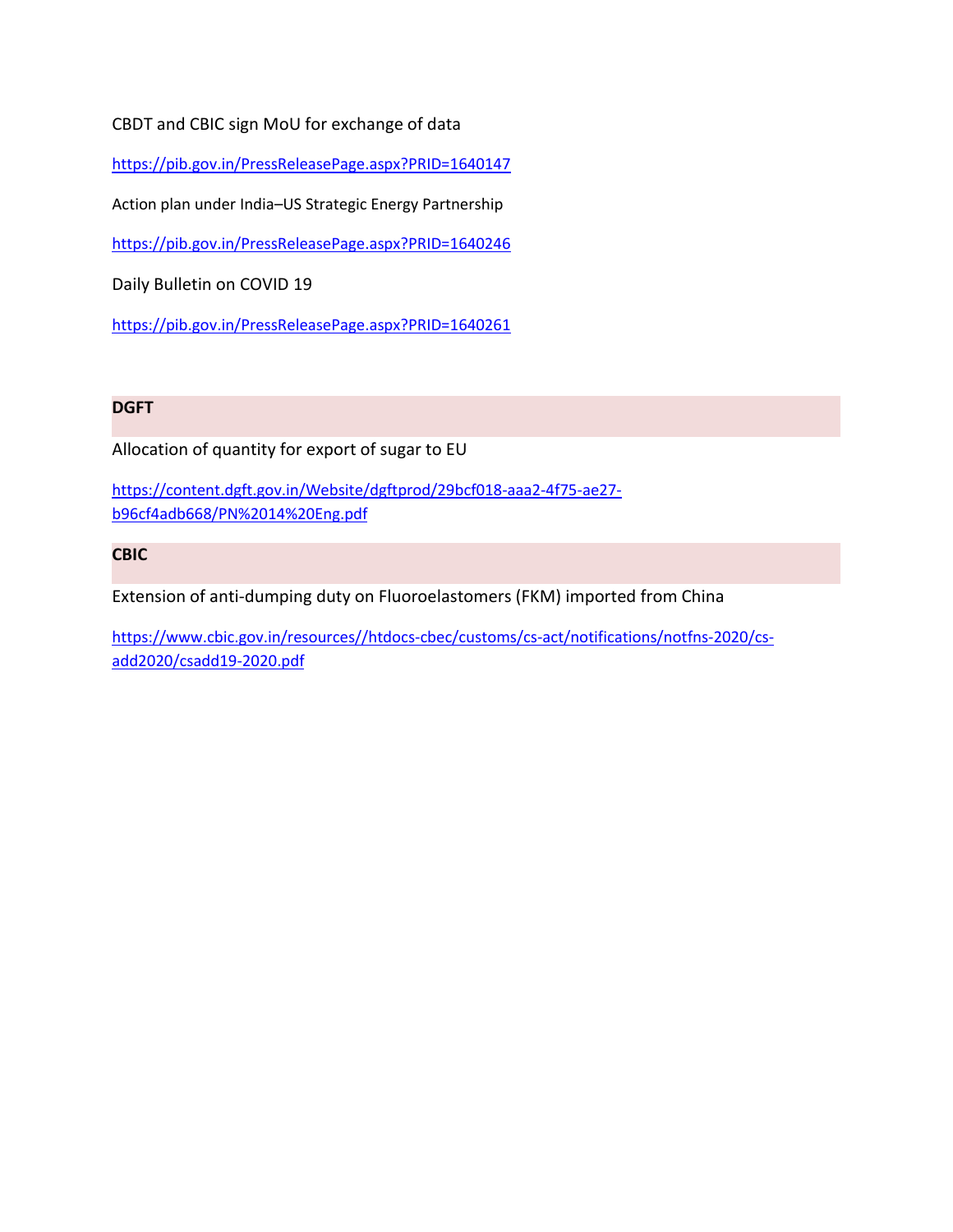CBDT and CBIC sign MoU for exchange of data

https://pib.gov.in/PressReleasePage.aspx?PRID=1640147

Action plan under India–US Strategic Energy Partnership

https://pib.gov.in/PressReleasePage.aspx?PRID=1640246

Daily Bulletin on COVID 19

https://pib.gov.in/PressReleasePage.aspx?PRID=1640261

## DGFT

Allocation of quantity for export of sugar to EU

https://content.dgft.gov.in/Website/dgftprod/29bcf018-aaa2-4f75-ae27-b96cf4adb668/PN%2014%20Eng.pdf

## CBIC

Extension of anti-dumping duty on Fluoroelastomers (FKM) imported from China

https://www.cbic.gov.in/resources//htdocs-cbec/customs/cs-act/notifications/notfns-2020/cs-add2020/csadd19-2020.pdf